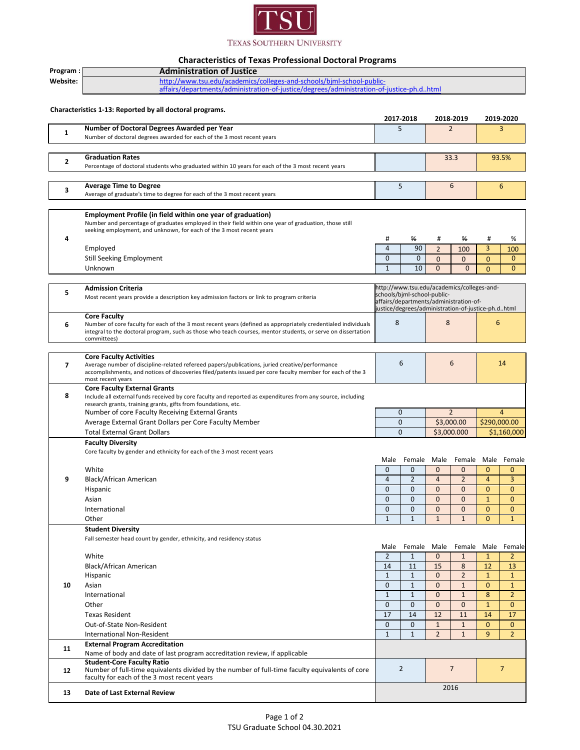TSU

Texas Southern University

# Characteristics of Texas Professional Doctoral Programs

| Program : | Administration of Justice |
|---|---|
| Website: | http://www.tsu.edu/academics/colleges-and-schools/bjml-school-public-affairs/departments/administration-of-justice/degrees/administration-of-justice-ph.d..html |

**Characteristics 1-13: Reported by all doctoral programs.**

| # | Characteristic | 2017-2018 | | 2018-2019 | | 2019-2020 | |
|---|---|---|---|---|---|---|---|
| 1 | **Number of Doctoral Degrees Awarded per Year**<br>Number of doctoral degrees awarded for each of the 3 most recent years | 5 | | 2 | | 3 | |
| 2 | **Graduation Rates**<br>Percentage of doctoral students who graduated within 10 years for each of the 3 most recent years | | | 33.3 | | 93.5% | |
| 3 | **Average Time to Degree**<br>Average of graduate's time to degree for each of the 3 most recent years | 5 | | 6 | | 6 | |
| 4 | **Employment Profile (in field within one year of graduation)**<br>Number and percentage of graduates employed in their field within one year of graduation, those still seeking employment, and unknown, for each of the 3 most recent years | # | % | # | % | # | % |
| | Employed | 4 | 90 | 2 | 100 | 3 | 100 |
| | Still Seeking Employment | 0 | 0 | 0 | 0 | 0 | 0 |
| | Unknown | 1 | 10 | 0 | 0 | 0 | 0 |
| 5 | **Admission Criteria**<br>Most recent years provide a description key admission factors or link to program criteria | http://www.tsu.edu/academics/colleges-and-schools/bjml-school-public-affairs/departments/administration-of-justice/degrees/administration-of-justice-ph.d..html | | | | | |
| 6 | **Core Faculty**<br>Number of core faculty for each of the 3 most recent years (defined as appropriately credentialed individuals integral to the doctoral program, such as those who teach courses, mentor students, or serve on dissertation committees) | 8 | | 8 | | 6 | |
| 7 | **Core Faculty Activities**<br>Average number of discipline-related refereed papers/publications, juried creative/performance accomplishments, and notices of discoveries filed/patents issued per core faculty member for each of the 3 most recent years | 6 | | 6 | | 14 | |
| 8 | **Core Faculty External Grants**<br>Include all external funds received by core faculty and reported as expenditures from any source, including research grants, training grants, gifts from foundations, etc. | | | | | | |
| | Number of core Faculty Receiving External Grants | 0 | | 2 | | 4 | |
| | Average External Grant Dollars per Core Faculty Member | 0 | | $3,000.00 | | $290,000.00 | |
| | Total External Grant Dollars | 0 | | $3,000.000 | | $1,160,000 | |
| 9 | **Faculty Diversity**<br>Core faculty by gender and ethnicity for each of the 3 most recent years | Male | Female | Male | Female | Male | Female |
| | White | 0 | 0 | 0 | 0 | 0 | 0 |
| | Black/African American | 4 | 2 | 4 | 2 | 4 | 3 |
| | Hispanic | 0 | 0 | 0 | 0 | 0 | 0 |
| | Asian | 0 | 0 | 0 | 0 | 1 | 0 |
| | International | 0 | 0 | 0 | 0 | 0 | 0 |
| | Other | 1 | 1 | 1 | 1 | 0 | 1 |
| 10 | **Student Diversity**<br>Fall semester head count by gender, ethnicity, and residency status | Male | Female | Male | Female | Male | Female |
| | White | 2 | 1 | 0 | 1 | 1 | 2 |
| | Black/African American | 14 | 11 | 15 | 8 | 12 | 13 |
| | Hispanic | 1 | 1 | 0 | 2 | 1 | 1 |
| | Asian | 0 | 1 | 0 | 1 | 0 | 1 |
| | International | 1 | 1 | 0 | 1 | 8 | 2 |
| | Other | 0 | 0 | 0 | 0 | 1 | 0 |
| | Texas Resident | 17 | 14 | 12 | 11 | 14 | 17 |
| | Out-of-State Non-Resident | 0 | 0 | 1 | 1 | 0 | 0 |
| | International Non-Resident | 1 | 1 | 2 | 1 | 9 | 2 |
| 11 | **External Program Accreditation**<br>Name of body and date of last program accreditation review, if applicable | | | | | | |
| 12 | **Student-Core Faculty Ratio**<br>Number of full-time equivalents divided by the number of full-time faculty equivalents of core faculty for each of the 3 most recent years | 2 | | 7 | | 7 | |
| 13 | **Date of Last External Review** | | | 2016 | | | |

TSU Graduate School 04.30.2021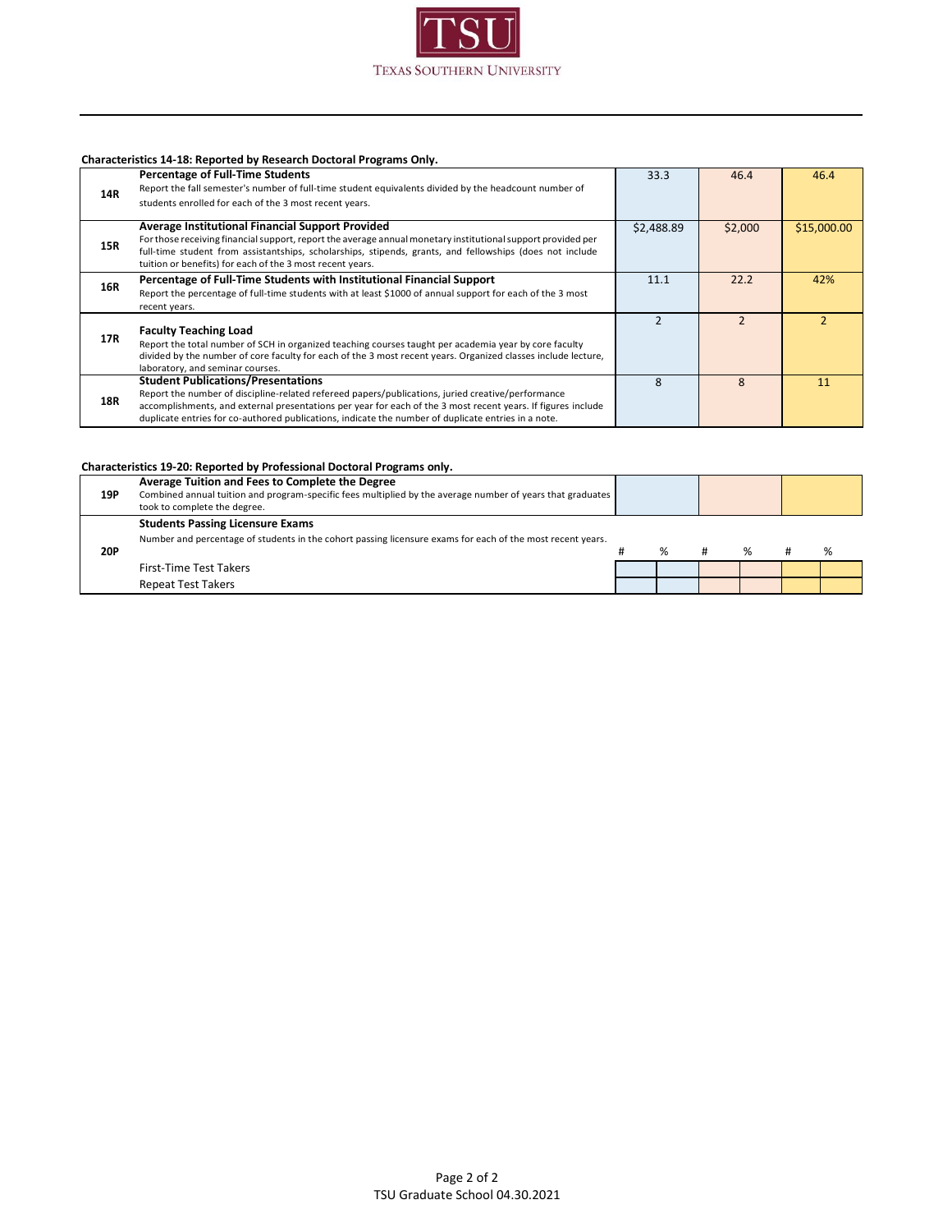**Characteristics 14-18: Reported by Research Doctoral Programs Only.**

| | | | | |
|---|---|---|---|---|
| 14R | **Percentage of Full-Time Students**<br>Report the fall semester's number of full-time student equivalents divided by the headcount number of students enrolled for each of the 3 most recent years. | 33.3 | 46.4 | 46.4 |
| 15R | **Average Institutional Financial Support Provided**<br>For those receiving financial support, report the average annual monetary institutional support provided per full-time student from assistantships, scholarships, stipends, grants, and fellowships (does not include tuition or benefits) for each of the 3 most recent years. | $2,488.89 | $2,000 | $15,000.00 |
| 16R | **Percentage of Full-Time Students with Institutional Financial Support**<br>Report the percentage of full-time students with at least $1000 of annual support for each of the 3 most recent years. | 11.1 | 22.2 | 42% |
| 17R | **Faculty Teaching Load**<br>Report the total number of SCH in organized teaching courses taught per academia year by core faculty divided by the number of core faculty for each of the 3 most recent years. Organized classes include lecture, laboratory, and seminar courses. | 2 | 2 | 2 |
| 18R | **Student Publications/Presentations**<br>Report the number of discipline-related refereed papers/publications, juried creative/performance accomplishments, and external presentations per year for each of the 3 most recent years. If figures include duplicate entries for co-authored publications, indicate the number of duplicate entries in a note. | 8 | 8 | 11 |

**Characteristics 19-20: Reported by Professional Doctoral Programs only.**

| | | | | | | | |
|---|---|---|---|---|---|---|---|
| 19P | **Average Tuition and Fees to Complete the Degree**<br>Combined annual tuition and program-specific fees multiplied by the average number of years that graduates took to complete the degree. | | | | | | |
| 20P | **Students Passing Licensure Exams**<br>Number and percentage of students in the cohort passing licensure exams for each of the most recent years. | # | % | # | % | # | % |
| | First-Time Test Takers | | | | | | |
| | Repeat Test Takers | | | | | | |

TSU Graduate School 04.30.2021